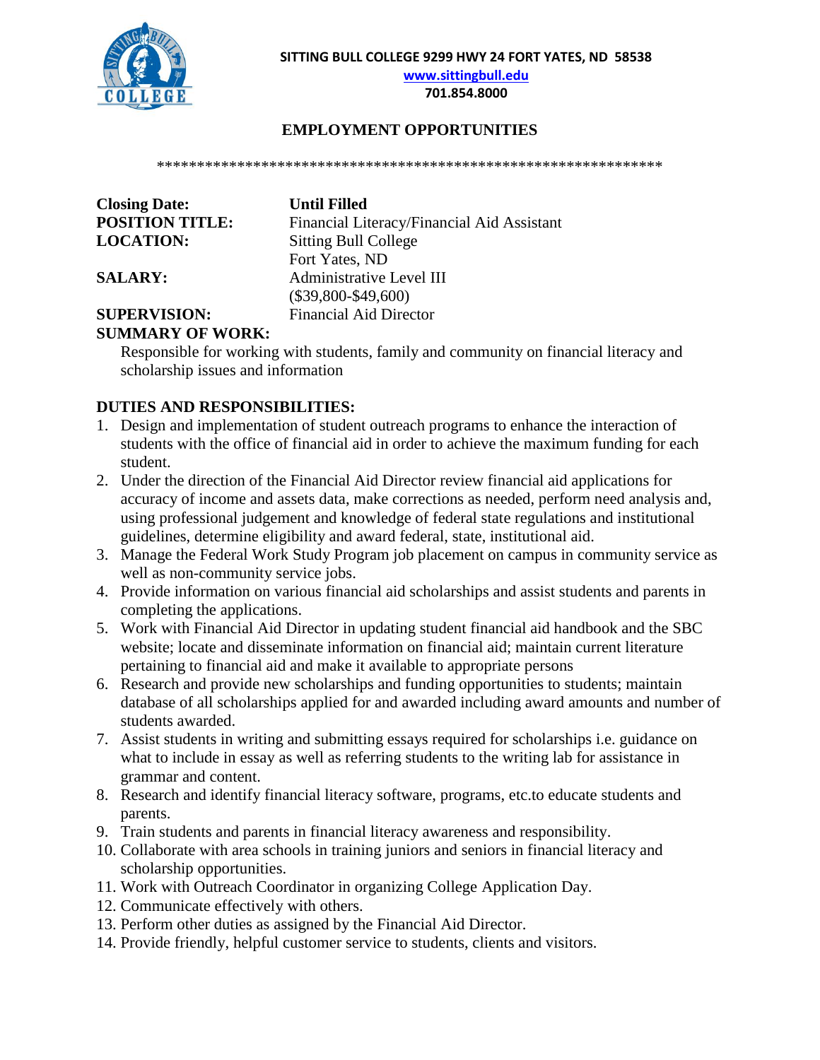**SITTING BULL COLLEGE 9299 HWY 24 FORT YATES, ND 58538**
**www.sittingbull.edu**
**701.854.8000**

# EMPLOYMENT OPPORTUNITIES

*****************************************************************

**Closing Date:** **Until Filled**
**POSITION TITLE:** Financial Literacy/Financial Aid Assistant
**LOCATION:** Sitting Bull College
Fort Yates, ND
**SALARY:** Administrative Level III
($39,800-$49,600)
**SUPERVISION:** Financial Aid Director

**SUMMARY OF WORK:**

Responsible for working with students, family and community on financial literacy and scholarship issues and information

**DUTIES AND RESPONSIBILITIES:**

1. Design and implementation of student outreach programs to enhance the interaction of students with the office of financial aid in order to achieve the maximum funding for each student.
2. Under the direction of the Financial Aid Director review financial aid applications for accuracy of income and assets data, make corrections as needed, perform need analysis and, using professional judgement and knowledge of federal state regulations and institutional guidelines, determine eligibility and award federal, state, institutional aid.
3. Manage the Federal Work Study Program job placement on campus in community service as well as non-community service jobs.
4. Provide information on various financial aid scholarships and assist students and parents in completing the applications.
5. Work with Financial Aid Director in updating student financial aid handbook and the SBC website; locate and disseminate information on financial aid; maintain current literature pertaining to financial aid and make it available to appropriate persons
6. Research and provide new scholarships and funding opportunities to students; maintain database of all scholarships applied for and awarded including award amounts and number of students awarded.
7. Assist students in writing and submitting essays required for scholarships i.e. guidance on what to include in essay as well as referring students to the writing lab for assistance in grammar and content.
8. Research and identify financial literacy software, programs, etc.to educate students and parents.
9. Train students and parents in financial literacy awareness and responsibility.
10. Collaborate with area schools in training juniors and seniors in financial literacy and scholarship opportunities.
11. Work with Outreach Coordinator in organizing College Application Day.
12. Communicate effectively with others.
13. Perform other duties as assigned by the Financial Aid Director.
14. Provide friendly, helpful customer service to students, clients and visitors.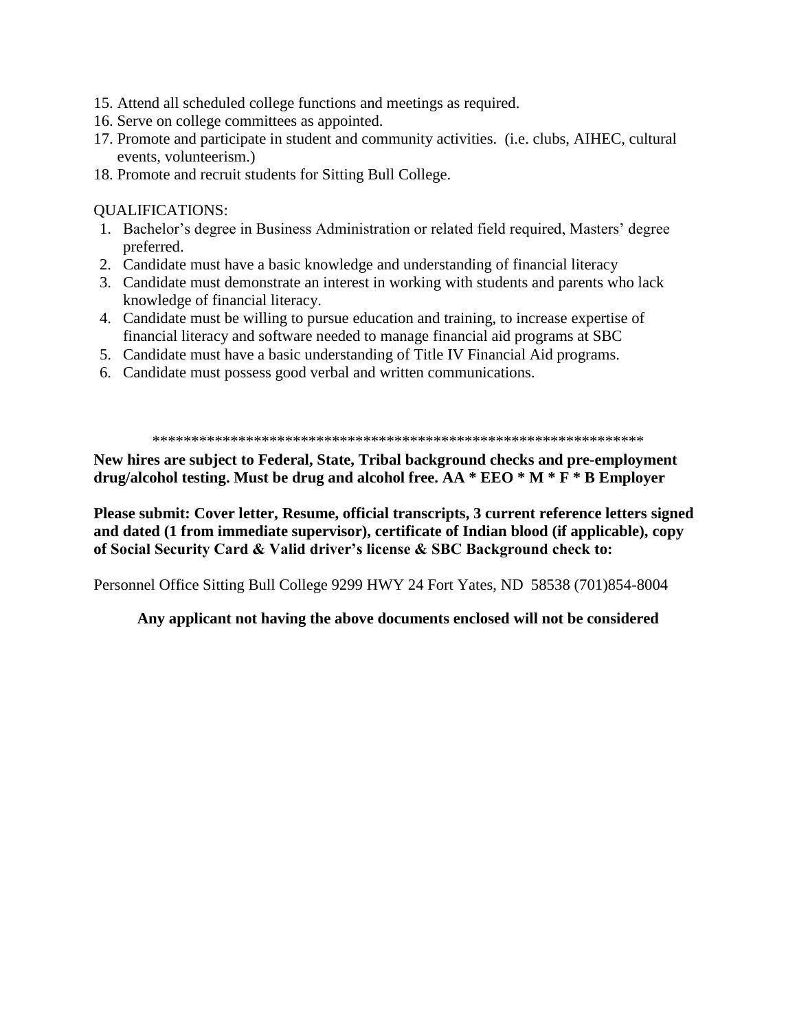15. Attend all scheduled college functions and meetings as required.
16. Serve on college committees as appointed.
17. Promote and participate in student and community activities. (i.e. clubs, AIHEC, cultural events, volunteerism.)
18. Promote and recruit students for Sitting Bull College.

QUALIFICATIONS:

1. Bachelor's degree in Business Administration or related field required, Masters' degree preferred.
2. Candidate must have a basic knowledge and understanding of financial literacy
3. Candidate must demonstrate an interest in working with students and parents who lack knowledge of financial literacy.
4. Candidate must be willing to pursue education and training, to increase expertise of financial literacy and software needed to manage financial aid programs at SBC
5. Candidate must have a basic understanding of Title IV Financial Aid programs.
6. Candidate must possess good verbal and written communications.

*****************************************************************

**New hires are subject to Federal, State, Tribal background checks and pre-employment drug/alcohol testing. Must be drug and alcohol free. AA * EEO * M * F * B Employer**

**Please submit: Cover letter, Resume, official transcripts, 3 current reference letters signed and dated (1 from immediate supervisor), certificate of Indian blood (if applicable), copy of Social Security Card & Valid driver's license & SBC Background check to:**

Personnel Office Sitting Bull College 9299 HWY 24 Fort Yates, ND 58538 (701)854-8004

**Any applicant not having the above documents enclosed will not be considered**